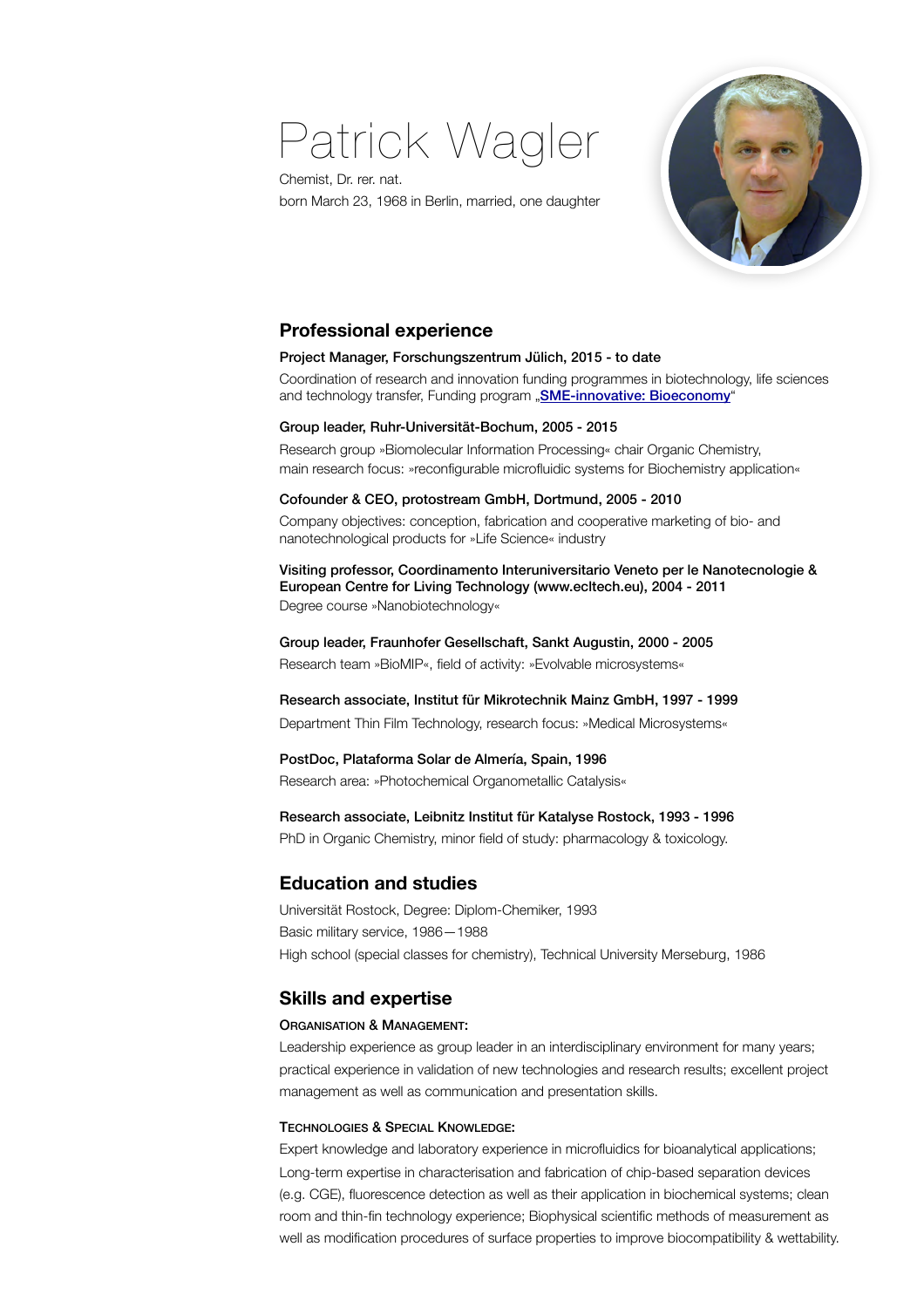# Patrick Wagler

Chemist, Dr. rer. nat.

born March 23, 1968 in Berlin, married, one daughter

## Professional experience

**Project Manager, Forschungszentrum Jülich, 2015 - to date**

Coordination of research and innovation funding programmes in biotechnology, life sciences and technology transfer, Funding program „**SME-innovative: Bioeconomy**“

**Group leader, Ruhr-Universität-Bochum, 2005 - 2015**

Research group »Biomolecular Information Processing« chair Organic Chemistry, main research focus: »reconfigurable microfluidic systems for Biochemistry application«

**Cofounder & CEO, protostream GmbH, Dortmund, 2005 - 2010**

Company objectives: conception, fabrication and cooperative marketing of bio- and nanotechnological products for »Life Science« industry

**Visiting professor, Coordinamento Interuniversitario Veneto per le Nanotecnologie & European Centre for Living Technology (www.ecltech.eu), 2004 - 2011**

Degree course »Nanobiotechnology«

**Group leader, Fraunhofer Gesellschaft, Sankt Augustin, 2000 - 2005**

Research team »BioMIP«, field of activity: »Evolvable microsystems«

**Research associate, Institut für Mikrotechnik Mainz GmbH, 1997 - 1999**

Department Thin Film Technology, research focus: »Medical Microsystems«

**PostDoc, Plataforma Solar de Almería, Spain, 1996**

Research area: »Photochemical Organometallic Catalysis«

**Research associate, Leibnitz Institut für Katalyse Rostock, 1993 - 1996**

PhD in Organic Chemistry, minor field of study: pharmacology & toxicology.

## Education and studies

Universität Rostock, Degree: Diplom-Chemiker, 1993

Basic military service, 1986—1988

High school (special classes for chemistry), Technical University Merseburg, 1986

## Skills and expertise

### Organisation & Management:

Leadership experience as group leader in an interdisciplinary environment for many years; practical experience in validation of new technologies and research results; excellent project management as well as communication and presentation skills.

### Technologies & Special Knowledge:

Expert knowledge and laboratory experience in microfluidics for bioanalytical applications; Long-term expertise in characterisation and fabrication of chip-based separation devices (e.g. CGE), fluorescence detection as well as their application in biochemical systems; clean room and thin-fin technology experience; Biophysical scientific methods of measurement as well as modification procedures of surface properties to improve biocompatibility & wettability.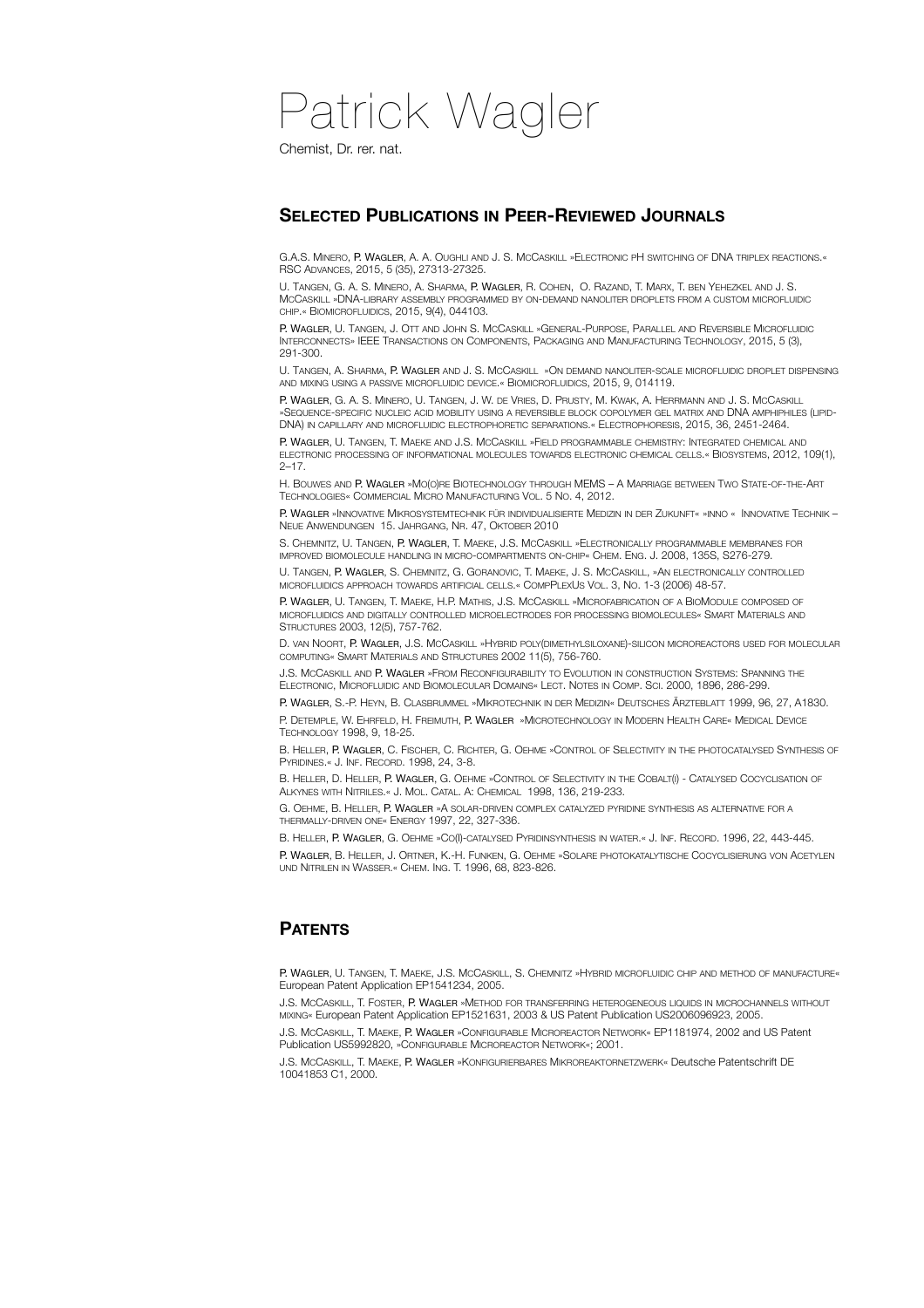# Patrick Wagler

Chemist, Dr. rer. nat.

## Selected Publications in Peer-Reviewed Journals

G.A.S. Minero, **P. Wagler**, A. A. Oughli and J. S. McCaskill »Electronic pH switching of DNA triplex reactions.« RSC Advances, 2015, 5 (35), 27313-27325.

U. Tangen, G. A. S. Minero, A. Sharma, **P. Wagler**, R. Cohen, O. Razand, T. Marx, T. ben Yehezkel and J. S. McCaskill »DNA-library assembly programmed by on-demand nanoliter droplets from a custom microfluidic chip.« Biomicrofluidics, 2015, 9(4), 044103.

**P. Wagler**, U. Tangen, J. Ott and John S. McCaskill »General-Purpose, Parallel and Reversible Microfluidic Interconnects« IEEE Transactions on Components, Packaging and Manufacturing Technology, 2015, 5 (3), 291-300.

U. Tangen, A. Sharma, **P. Wagler** and J. S. McCaskill »On demand nanoliter-scale microfluidic droplet dispensing and mixing using a passive microfluidic device.« Biomicrofluidics, 2015, 9, 014119.

**P. Wagler**, G. A. S. Minero, U. Tangen, J. W. de Vries, D. Prusty, M. Kwak, A. Herrmann and J. S. McCaskill »Sequence-specific nucleic acid mobility using a reversible block copolymer gel matrix and DNA amphiphiles (lipid-DNA) in capillary and microfluidic electrophoretic separations.« Electrophoresis, 2015, 36, 2451-2464.

**P. Wagler**, U. Tangen, T. Maeke and J.S. McCaskill »Field programmable chemistry: Integrated chemical and electronic processing of informational molecules towards electronic chemical cells.« Biosystems, 2012, 109(1), 2–17.

H. Bouwes and **P. Wagler** »Mo(o)re Biotechnology through MEMS – A Marriage between Two State-of-the-Art Technologies« Commercial Micro Manufacturing Vol. 5 No. 4, 2012.

**P. Wagler** »Innovative Mikrosystemtechnik für individualisierte Medizin in der Zukunft« »inno « Innovative Technik – Neue Anwendungen 15. Jahrgang, Nr. 47, Oktober 2010

S. Chemnitz, U. Tangen, **P. Wagler**, T. Maeke, J.S. McCaskill »Electronically programmable membranes for improved biomolecule handling in micro-compartments on-chip« Chem. Eng. J. 2008, 135S, S276-279.

U. Tangen, **P. Wagler**, S. Chemnitz, G. Goranovic, T. Maeke, J. S. McCaskill, »An electronically controlled microfluidics approach towards artificial cells.« CompPlexUs Vol. 3, No. 1-3 (2006) 48-57.

**P. Wagler**, U. Tangen, T. Maeke, H.P. Mathis, J.S. McCaskill »Microfabrication of a BioModule composed of microfluidics and digitally controlled microelectrodes for processing biomolecules« Smart Materials and Structures 2003, 12(5), 757-762.

D. van Noort, **P. Wagler**, J.S. McCaskill »Hybrid poly(dimethylsiloxane)-silicon microreactors used for molecular computing« Smart Materials and Structures 2002 11(5), 756-760.

J.S. McCaskill and **P. Wagler** »From Reconfigurability to Evolution in construction Systems: Spanning the Electronic, Microfluidic and Biomolecular Domains« Lect. Notes in Comp. Sci. 2000, 1896, 286-299.

**P. Wagler**, S.-P. Heyn, B. Clasbrummel »Mikrotechnik in der Medizin« Deutsches Ärzteblatt 1999, 96, 27, A1830.

P. Detemple, W. Ehrfeld, H. Freimuth, **P. Wagler** »Microtechnology in Modern Health Care« Medical Device Technology 1998, 9, 18-25.

B. Heller, **P. Wagler**, C. Fischer, C. Richter, G. Oehme »Control of Selectivity in the photocatalysed Synthesis of Pyridines.« J. Inf. Record. 1998, 24, 3-8.

B. Heller, D. Heller, **P. Wagler**, G. Oehme »Control of Selectivity in the Cobalt(i) - Catalysed Cocyclisation of Alkynes with Nitriles.« J. Mol. Catal. A: Chemical 1998, 136, 219-233.

G. Oehme, B. Heller, **P. Wagler** »A solar-driven complex catalyzed pyridine synthesis as alternative for a thermally-driven one« Energy 1997, 22, 327-336.

B. Heller, **P. Wagler**, G. Oehme »Co(i)-catalysed Pyridinsynthesis in water.« J. Inf. Record. 1996, 22, 443-445.

**P. Wagler**, B. Heller, J. Ortner, K.-H. Funken, G. Oehme »Solare photokatalytische Cocyclisierung von Acetylen und Nitrilen in Wasser.« Chem. Ing. T. 1996, 68, 823-826.

## Patents

**P. Wagler**, U. Tangen, T. Maeke, J.S. McCaskill, S. Chemnitz »Hybrid microfluidic chip and method of manufacture« European Patent Application EP1541234, 2005.

J.S. McCaskill, T. Foster, **P. Wagler** »Method for transferring heterogeneous liquids in microchannels without mixing« European Patent Application EP1521631, 2003 & US Patent Publication US2006096923, 2005.

J.S. McCaskill, T. Maeke, **P. Wagler** »Configurable Microreactor Network« EP1181974, 2002 and US Patent Publication US5992820, »Configurable Microreactor Network«; 2001.

J.S. McCaskill, T. Maeke, **P. Wagler** »Konfigurierbares Mikroreaktornetzwerk« Deutsche Patentschrift DE 10041853 C1, 2000.